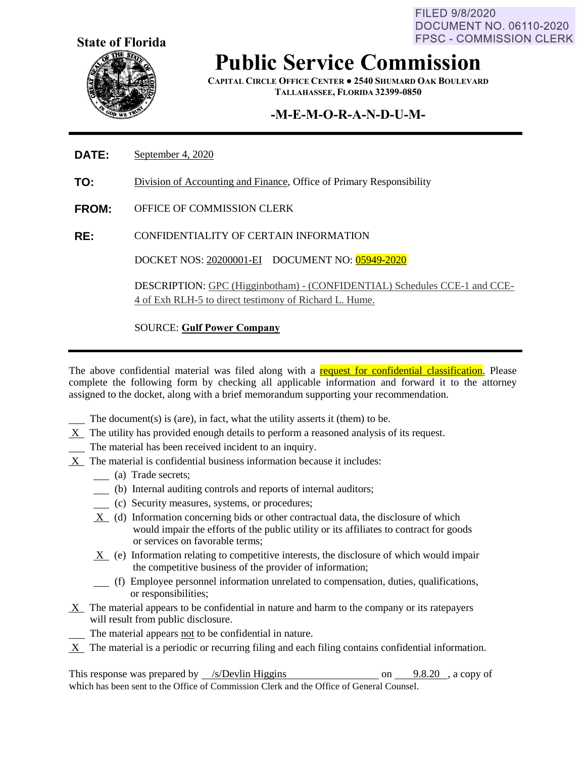FILED 9/8/2020
DOCUMENT NO. 06110-2020
FPSC - COMMISSION CLERK

**State of Florida**

# Public Service Commission

CAPITAL CIRCLE OFFICE CENTER ● 2540 SHUMARD OAK BOULEVARD
TALLAHASSEE, FLORIDA 32399-0850

## -M-E-M-O-R-A-N-D-U-M-

---

**DATE:** September 4, 2020

**TO:** Division of Accounting and Finance, Office of Primary Responsibility

**FROM:** OFFICE OF COMMISSION CLERK

**RE:** CONFIDENTIALITY OF CERTAIN INFORMATION

DOCKET NOS: 20200001-EI DOCUMENT NO: 05949-2020

DESCRIPTION: GPC (Higginbotham) - (CONFIDENTIAL) Schedules CCE-1 and CCE-4 of Exh RLH-5 to direct testimony of Richard L. Hume.

SOURCE: **Gulf Power Company**

---

The above confidential material was filed along with a request for confidential classification. Please complete the following form by checking all applicable information and forward it to the attorney assigned to the docket, along with a brief memorandum supporting your recommendation.

\_\_\_ The document(s) is (are), in fact, what the utility asserts it (them) to be.

\_X\_ The utility has provided enough details to perform a reasoned analysis of its request.

\_\_\_ The material has been received incident to an inquiry.

\_X\_ The material is confidential business information because it includes:

- \_\_\_ (a) Trade secrets;
- \_\_\_ (b) Internal auditing controls and reports of internal auditors;
- \_\_\_ (c) Security measures, systems, or procedures;
- \_X\_ (d) Information concerning bids or other contractual data, the disclosure of which would impair the efforts of the public utility or its affiliates to contract for goods or services on favorable terms;
- \_X\_ (e) Information relating to competitive interests, the disclosure of which would impair the competitive business of the provider of information;
- \_\_\_ (f) Employee personnel information unrelated to compensation, duties, qualifications, or responsibilities;

\_X\_ The material appears to be confidential in nature and harm to the company or its ratepayers will result from public disclosure.

\_\_\_ The material appears not to be confidential in nature.

\_X\_ The material is a periodic or recurring filing and each filing contains confidential information.

This response was prepared by /s/Devlin Higgins on 9.8.20, a copy of which has been sent to the Office of Commission Clerk and the Office of General Counsel.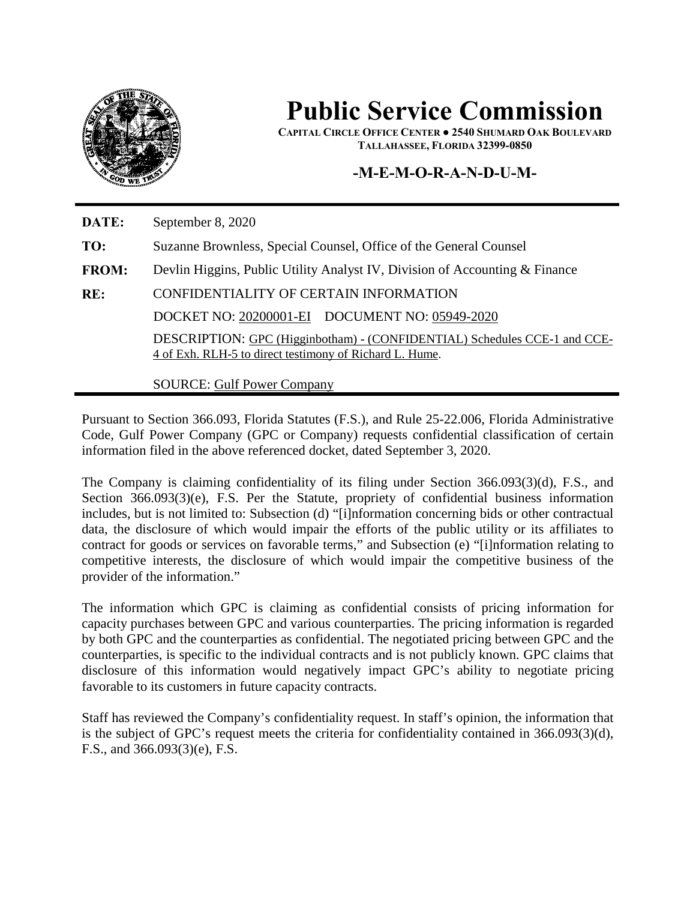# Public Service Commission

**CAPITAL CIRCLE OFFICE CENTER ● 2540 SHUMARD OAK BOULEVARD**
**TALLAHASSEE, FLORIDA 32399-0850**

## -M-E-M-O-R-A-N-D-U-M-

| | |
|---|---|
| **DATE:** | September 8, 2020 |
| **TO:** | Suzanne Brownless, Special Counsel, Office of the General Counsel |
| **FROM:** | Devlin Higgins, Public Utility Analyst IV, Division of Accounting & Finance |
| **RE:** | CONFIDENTIALITY OF CERTAIN INFORMATION |
| | DOCKET NO: 20200001-EI DOCUMENT NO: 05949-2020 |
| | DESCRIPTION: GPC (Higginbotham) - (CONFIDENTIAL) Schedules CCE-1 and CCE-4 of Exh. RLH-5 to direct testimony of Richard L. Hume. |
| | SOURCE: Gulf Power Company |

Pursuant to Section 366.093, Florida Statutes (F.S.), and Rule 25-22.006, Florida Administrative Code, Gulf Power Company (GPC or Company) requests confidential classification of certain information filed in the above referenced docket, dated September 3, 2020.

The Company is claiming confidentiality of its filing under Section 366.093(3)(d), F.S., and Section 366.093(3)(e), F.S. Per the Statute, propriety of confidential business information includes, but is not limited to: Subsection (d) "[i]nformation concerning bids or other contractual data, the disclosure of which would impair the efforts of the public utility or its affiliates to contract for goods or services on favorable terms," and Subsection (e) "[i]nformation relating to competitive interests, the disclosure of which would impair the competitive business of the provider of the information."

The information which GPC is claiming as confidential consists of pricing information for capacity purchases between GPC and various counterparties. The pricing information is regarded by both GPC and the counterparties as confidential. The negotiated pricing between GPC and the counterparties, is specific to the individual contracts and is not publicly known. GPC claims that disclosure of this information would negatively impact GPC's ability to negotiate pricing favorable to its customers in future capacity contracts.

Staff has reviewed the Company's confidentiality request. In staff's opinion, the information that is the subject of GPC's request meets the criteria for confidentiality contained in 366.093(3)(d), F.S., and 366.093(3)(e), F.S.